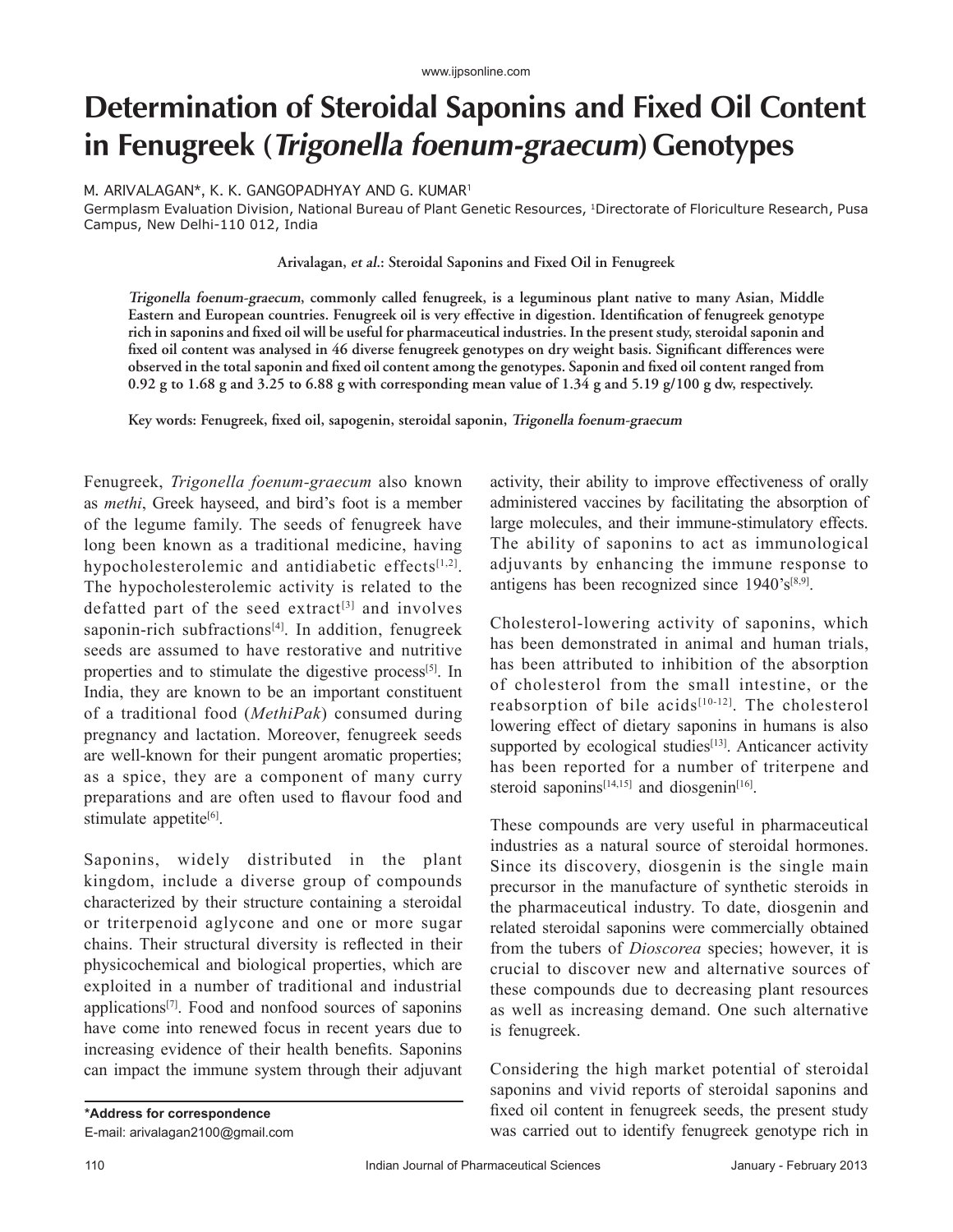# Determination of Steroidal Saponins and Fixed Oil Content in Fenugreek (*Trigonella foenum-graecum*) Genotypes

M. ARIVALAGAN*, K. K. GANGOPADHYAY AND G. KUMAR[1]

Germplasm Evaluation Division, National Bureau of Plant Genetic Resources, [1]Directorate of Floriculture Research, Pusa Campus, New Delhi-110 012, India

**Arivalagan, *et al*.: Steroidal Saponins and Fixed Oil in Fenugreek**

***Trigonella foenum-graecum*, commonly called fenugreek, is a leguminous plant native to many Asian, Middle Eastern and European countries. Fenugreek oil is very effective in digestion. Identification of fenugreek genotype rich in saponins and fixed oil will be useful for pharmaceutical industries. In the present study, steroidal saponin and fixed oil content was analysed in 46 diverse fenugreek genotypes on dry weight basis. Significant differences were observed in the total saponin and fixed oil content among the genotypes. Saponin and fixed oil content ranged from 0.92 g to 1.68 g and 3.25 to 6.88 g with corresponding mean value of 1.34 g and 5.19 g/100 g dw, respectively.**

**Key words: Fenugreek, fixed oil, sapogenin, steroidal saponin, *Trigonella foenum-graecum***

Fenugreek, *Trigonella foenum-graecum* also known as *methi*, Greek hayseed, and bird's foot is a member of the legume family. The seeds of fenugreek have long been known as a traditional medicine, having hypocholesterolemic and antidiabetic effects[1,2]. The hypocholesterolemic activity is related to the defatted part of the seed extract[3] and involves saponin-rich subfractions[4]. In addition, fenugreek seeds are assumed to have restorative and nutritive properties and to stimulate the digestive process[5]. In India, they are known to be an important constituent of a traditional food (*MethiPak*) consumed during pregnancy and lactation. Moreover, fenugreek seeds are well-known for their pungent aromatic properties; as a spice, they are a component of many curry preparations and are often used to flavour food and stimulate appetite[6].

Saponins, widely distributed in the plant kingdom, include a diverse group of compounds characterized by their structure containing a steroidal or triterpenoid aglycone and one or more sugar chains. Their structural diversity is reflected in their physicochemical and biological properties, which are exploited in a number of traditional and industrial applications[7]. Food and nonfood sources of saponins have come into renewed focus in recent years due to increasing evidence of their health benefits. Saponins can impact the immune system through their adjuvant activity, their ability to improve effectiveness of orally administered vaccines by facilitating the absorption of large molecules, and their immune-stimulatory effects. The ability of saponins to act as immunological adjuvants by enhancing the immune response to antigens has been recognized since 1940's[8,9].

Cholesterol-lowering activity of saponins, which has been demonstrated in animal and human trials, has been attributed to inhibition of the absorption of cholesterol from the small intestine, or the reabsorption of bile acids[10-12]. The cholesterol lowering effect of dietary saponins in humans is also supported by ecological studies[13]. Anticancer activity has been reported for a number of triterpene and steroid saponins[14,15] and diosgenin[16].

These compounds are very useful in pharmaceutical industries as a natural source of steroidal hormones. Since its discovery, diosgenin is the single main precursor in the manufacture of synthetic steroids in the pharmaceutical industry. To date, diosgenin and related steroidal saponins were commercially obtained from the tubers of *Dioscorea* species; however, it is crucial to discover new and alternative sources of these compounds due to decreasing plant resources as well as increasing demand. One such alternative is fenugreek.

Considering the high market potential of steroidal saponins and vivid reports of steroidal saponins and fixed oil content in fenugreek seeds, the present study was carried out to identify fenugreek genotype rich in

**\*Address for correspondence**
E-mail: arivalagan2100@gmail.com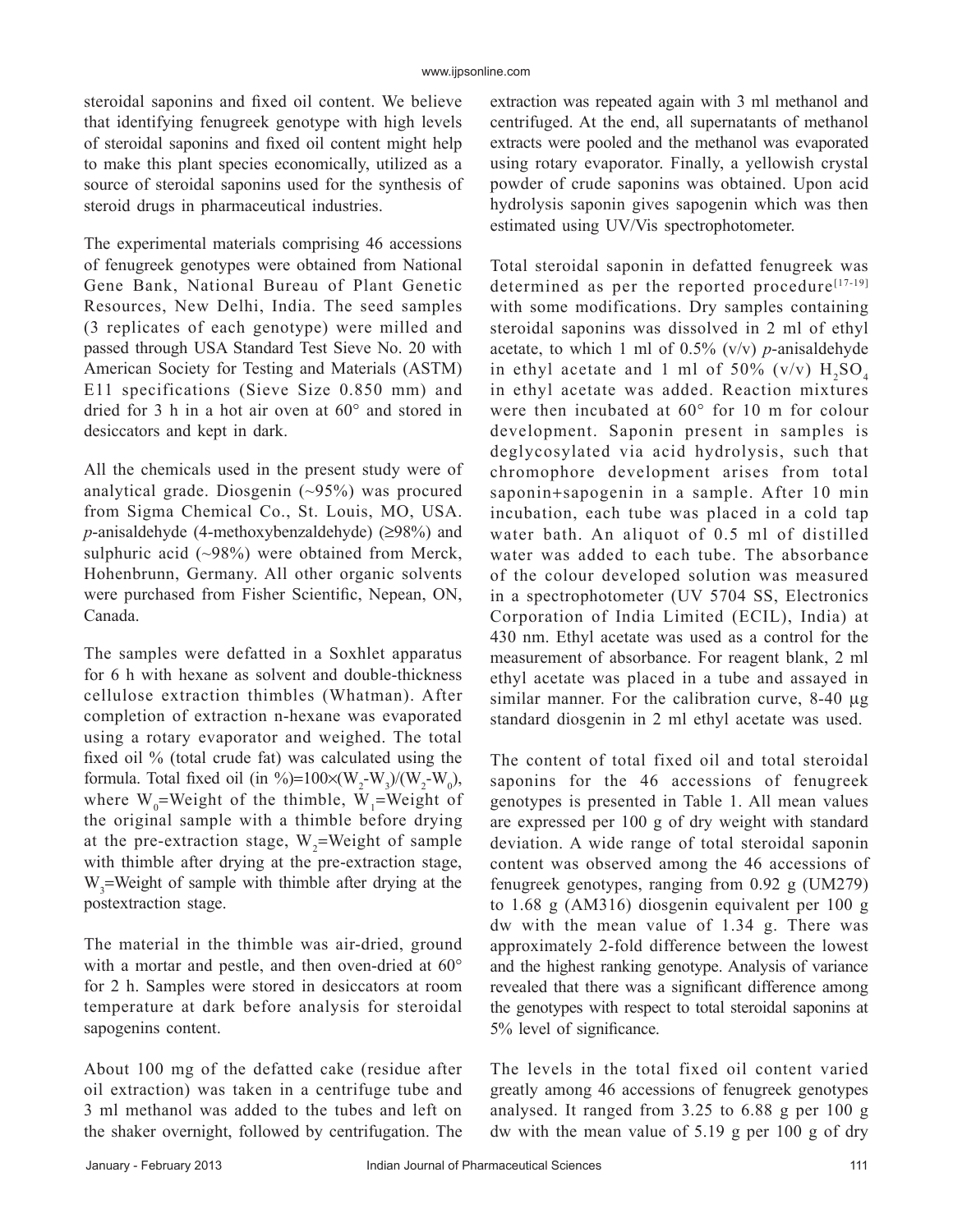steroidal saponins and fixed oil content. We believe that identifying fenugreek genotype with high levels of steroidal saponins and fixed oil content might help to make this plant species economically, utilized as a source of steroidal saponins used for the synthesis of steroid drugs in pharmaceutical industries.

The experimental materials comprising 46 accessions of fenugreek genotypes were obtained from National Gene Bank, National Bureau of Plant Genetic Resources, New Delhi, India. The seed samples (3 replicates of each genotype) were milled and passed through USA Standard Test Sieve No. 20 with American Society for Testing and Materials (ASTM) E11 specifications (Sieve Size 0.850 mm) and dried for 3 h in a hot air oven at 60° and stored in desiccators and kept in dark.

All the chemicals used in the present study were of analytical grade. Diosgenin (~95%) was procured from Sigma Chemical Co., St. Louis, MO, USA. *p*-anisaldehyde (4-methoxybenzaldehyde) (≥98%) and sulphuric acid (~98%) were obtained from Merck, Hohenbrunn, Germany. All other organic solvents were purchased from Fisher Scientific, Nepean, ON, Canada.

The samples were defatted in a Soxhlet apparatus for 6 h with hexane as solvent and double-thickness cellulose extraction thimbles (Whatman). After completion of extraction n-hexane was evaporated using a rotary evaporator and weighed. The total fixed oil % (total crude fat) was calculated using the formula. Total fixed oil (in %)$=100\times(W_2-W_3)/(W_2-W_0)$, where $W_0$=Weight of the thimble, $W_1$=Weight of the original sample with a thimble before drying at the pre-extraction stage, $W_2$=Weight of sample with thimble after drying at the pre-extraction stage, $W_3$=Weight of sample with thimble after drying at the postextraction stage.

The material in the thimble was air-dried, ground with a mortar and pestle, and then oven-dried at 60° for 2 h. Samples were stored in desiccators at room temperature at dark before analysis for steroidal sapogenins content.

About 100 mg of the defatted cake (residue after oil extraction) was taken in a centrifuge tube and 3 ml methanol was added to the tubes and left on the shaker overnight, followed by centrifugation. The extraction was repeated again with 3 ml methanol and centrifuged. At the end, all supernatants of methanol extracts were pooled and the methanol was evaporated using rotary evaporator. Finally, a yellowish crystal powder of crude saponins was obtained. Upon acid hydrolysis saponin gives sapogenin which was then estimated using UV/Vis spectrophotometer.

Total steroidal saponin in defatted fenugreek was determined as per the reported procedure[17-19] with some modifications. Dry samples containing steroidal saponins was dissolved in 2 ml of ethyl acetate, to which 1 ml of 0.5% (v/v) *p*-anisaldehyde in ethyl acetate and 1 ml of 50% (v/v) $H_2SO_4$ in ethyl acetate was added. Reaction mixtures were then incubated at 60° for 10 m for colour development. Saponin present in samples is deglycosylated via acid hydrolysis, such that chromophore development arises from total saponin+sapogenin in a sample. After 10 min incubation, each tube was placed in a cold tap water bath. An aliquot of 0.5 ml of distilled water was added to each tube. The absorbance of the colour developed solution was measured in a spectrophotometer (UV 5704 SS, Electronics Corporation of India Limited (ECIL), India) at 430 nm. Ethyl acetate was used as a control for the measurement of absorbance. For reagent blank, 2 ml ethyl acetate was placed in a tube and assayed in similar manner. For the calibration curve, 8-40 μg standard diosgenin in 2 ml ethyl acetate was used.

The content of total fixed oil and total steroidal saponins for the 46 accessions of fenugreek genotypes is presented in Table 1. All mean values are expressed per 100 g of dry weight with standard deviation. A wide range of total steroidal saponin content was observed among the 46 accessions of fenugreek genotypes, ranging from 0.92 g (UM279) to 1.68 g (AM316) diosgenin equivalent per 100 g dw with the mean value of 1.34 g. There was approximately 2-fold difference between the lowest and the highest ranking genotype. Analysis of variance revealed that there was a significant difference among the genotypes with respect to total steroidal saponins at 5% level of significance.

The levels in the total fixed oil content varied greatly among 46 accessions of fenugreek genotypes analysed. It ranged from 3.25 to 6.88 g per 100 g dw with the mean value of 5.19 g per 100 g of dry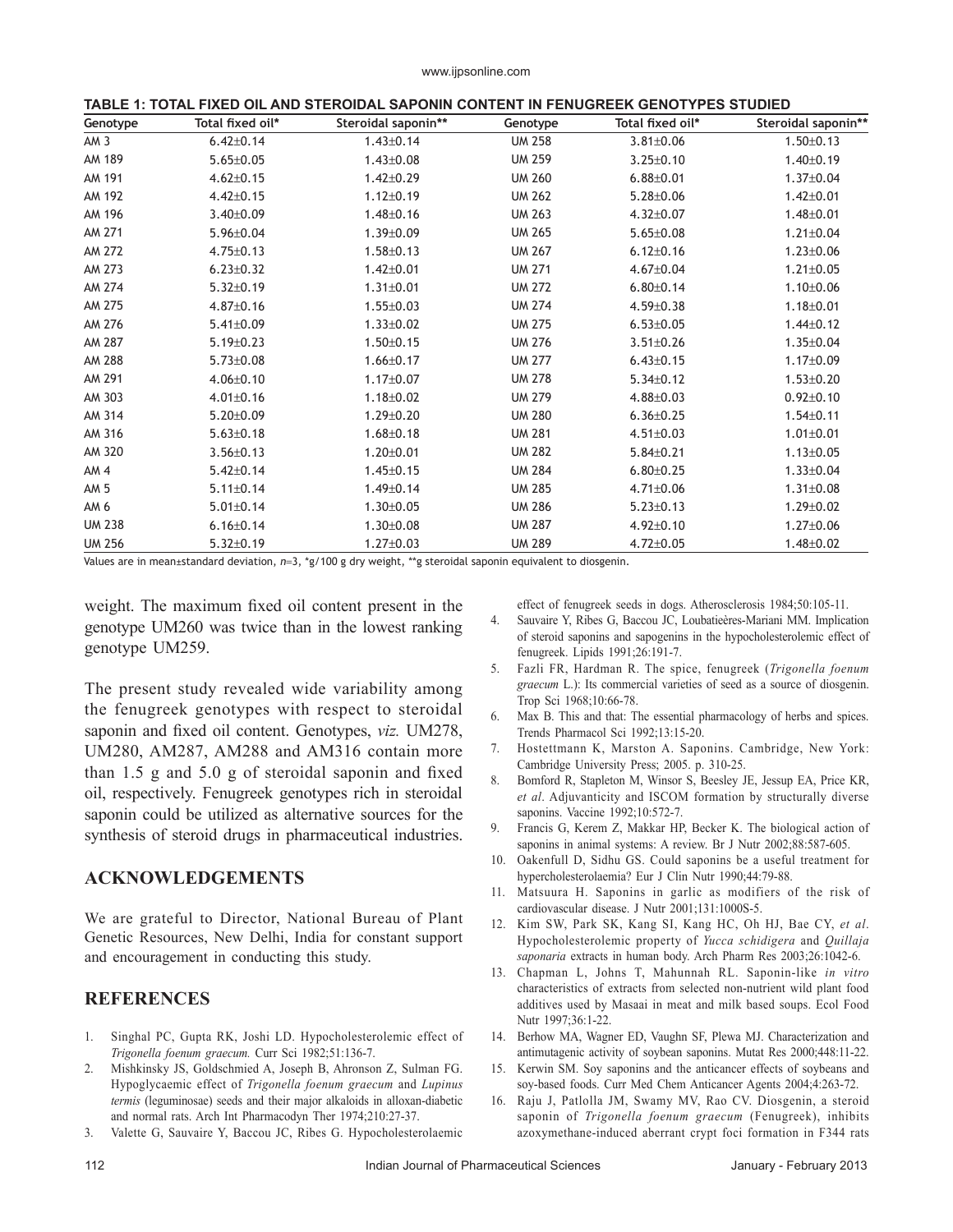**TABLE 1: TOTAL FIXED OIL AND STEROIDAL SAPONIN CONTENT IN FENUGREEK GENOTYPES STUDIED**

| Genotype | Total fixed oil* | Steroidal saponin** | Genotype | Total fixed oil* | Steroidal saponin** |
|---|---|---|---|---|---|
| AM 3 | 6.42±0.14 | 1.43±0.14 | UM 258 | 3.81±0.06 | 1.50±0.13 |
| AM 189 | 5.65±0.05 | 1.43±0.08 | UM 259 | 3.25±0.10 | 1.40±0.19 |
| AM 191 | 4.62±0.15 | 1.42±0.29 | UM 260 | 6.88±0.01 | 1.37±0.04 |
| AM 192 | 4.42±0.15 | 1.12±0.19 | UM 262 | 5.28±0.06 | 1.42±0.01 |
| AM 196 | 3.40±0.09 | 1.48±0.16 | UM 263 | 4.32±0.07 | 1.48±0.01 |
| AM 271 | 5.96±0.04 | 1.39±0.09 | UM 265 | 5.65±0.08 | 1.21±0.04 |
| AM 272 | 4.75±0.13 | 1.58±0.13 | UM 267 | 6.12±0.16 | 1.23±0.06 |
| AM 273 | 6.23±0.32 | 1.42±0.01 | UM 271 | 4.67±0.04 | 1.21±0.05 |
| AM 274 | 5.32±0.19 | 1.31±0.01 | UM 272 | 6.80±0.14 | 1.10±0.06 |
| AM 275 | 4.87±0.16 | 1.55±0.03 | UM 274 | 4.59±0.38 | 1.18±0.01 |
| AM 276 | 5.41±0.09 | 1.33±0.02 | UM 275 | 6.53±0.05 | 1.44±0.12 |
| AM 287 | 5.19±0.23 | 1.50±0.15 | UM 276 | 3.51±0.26 | 1.35±0.04 |
| AM 288 | 5.73±0.08 | 1.66±0.17 | UM 277 | 6.43±0.15 | 1.17±0.09 |
| AM 291 | 4.06±0.10 | 1.17±0.07 | UM 278 | 5.34±0.12 | 1.53±0.20 |
| AM 303 | 4.01±0.16 | 1.18±0.02 | UM 279 | 4.88±0.03 | 0.92±0.10 |
| AM 314 | 5.20±0.09 | 1.29±0.20 | UM 280 | 6.36±0.25 | 1.54±0.11 |
| AM 316 | 5.63±0.18 | 1.68±0.18 | UM 281 | 4.51±0.03 | 1.01±0.01 |
| AM 320 | 3.56±0.13 | 1.20±0.01 | UM 282 | 5.84±0.21 | 1.13±0.05 |
| AM 4 | 5.42±0.14 | 1.45±0.15 | UM 284 | 6.80±0.25 | 1.33±0.04 |
| AM 5 | 5.11±0.14 | 1.49±0.14 | UM 285 | 4.71±0.06 | 1.31±0.08 |
| AM 6 | 5.01±0.14 | 1.30±0.05 | UM 286 | 5.23±0.13 | 1.29±0.02 |
| UM 238 | 6.16±0.14 | 1.30±0.08 | UM 287 | 4.92±0.10 | 1.27±0.06 |
| UM 256 | 5.32±0.19 | 1.27±0.03 | UM 289 | 4.72±0.05 | 1.48±0.02 |

Values are in mean±standard deviation, $n$=3, *g/100 g dry weight, **g steroidal saponin equivalent to diosgenin.

weight. The maximum fixed oil content present in the genotype UM260 was twice than in the lowest ranking genotype UM259.

The present study revealed wide variability among the fenugreek genotypes with respect to steroidal saponin and fixed oil content. Genotypes, *viz.* UM278, UM280, AM287, AM288 and AM316 contain more than 1.5 g and 5.0 g of steroidal saponin and fixed oil, respectively. Fenugreek genotypes rich in steroidal saponin could be utilized as alternative sources for the synthesis of steroid drugs in pharmaceutical industries.

## ACKNOWLEDGEMENTS

We are grateful to Director, National Bureau of Plant Genetic Resources, New Delhi, India for constant support and encouragement in conducting this study.

## REFERENCES

1. Singhal PC, Gupta RK, Joshi LD. Hypocholesterolemic effect of *Trigonella foenum graecum.* Curr Sci 1982;51:136-7.
2. Mishkinsky JS, Goldschmied A, Joseph B, Ahronson Z, Sulman FG. Hypoglycaemic effect of *Trigonella foenum graecum* and *Lupinus termis* (leguminosae) seeds and their major alkaloids in alloxan-diabetic and normal rats. Arch Int Pharmacodyn Ther 1974;210:27-37.
3. Valette G, Sauvaire Y, Baccou JC, Ribes G. Hypocholesterolaemic effect of fenugreek seeds in dogs. Atherosclerosis 1984;50:105-11.
4. Sauvaire Y, Ribes G, Baccou JC, Loubatieères-Mariani MM. Implication of steroid saponins and sapogenins in the hypocholesterolemic effect of fenugreek. Lipids 1991;26:191-7.
5. Fazli FR, Hardman R. The spice, fenugreek (*Trigonella foenum graecum* L.): Its commercial varieties of seed as a source of diosgenin. Trop Sci 1968;10:66-78.
6. Max B. This and that: The essential pharmacology of herbs and spices. Trends Pharmacol Sci 1992;13:15-20.
7. Hostettmann K, Marston A. Saponins. Cambridge, New York: Cambridge University Press; 2005. p. 310-25.
8. Bomford R, Stapleton M, Winsor S, Beesley JE, Jessup EA, Price KR, *et al*. Adjuvanticity and ISCOM formation by structurally diverse saponins. Vaccine 1992;10:572-7.
9. Francis G, Kerem Z, Makkar HP, Becker K. The biological action of saponins in animal systems: A review. Br J Nutr 2002;88:587-605.
10. Oakenfull D, Sidhu GS. Could saponins be a useful treatment for hypercholesterolaemia? Eur J Clin Nutr 1990;44:79-88.
11. Matsuura H. Saponins in garlic as modifiers of the risk of cardiovascular disease. J Nutr 2001;131:1000S-5.
12. Kim SW, Park SK, Kang SI, Kang HC, Oh HJ, Bae CY, *et al*. Hypocholesterolemic property of *Yucca schidigera* and *Quillaja saponaria* extracts in human body. Arch Pharm Res 2003;26:1042-6.
13. Chapman L, Johns T, Mahunnah RL. Saponin-like *in vitro* characteristics of extracts from selected non-nutrient wild plant food additives used by Masaai in meat and milk based soups. Ecol Food Nutr 1997;36:1-22.
14. Berhow MA, Wagner ED, Vaughn SF, Plewa MJ. Characterization and antimutagenic activity of soybean saponins. Mutat Res 2000;448:11-22.
15. Kerwin SM. Soy saponins and the anticancer effects of soybeans and soy-based foods. Curr Med Chem Anticancer Agents 2004;4:263-72.
16. Raju J, Patlolla JM, Swamy MV, Rao CV. Diosgenin, a steroid saponin of *Trigonella foenum graecum* (Fenugreek), inhibits azoxymethane-induced aberrant crypt foci formation in F344 rats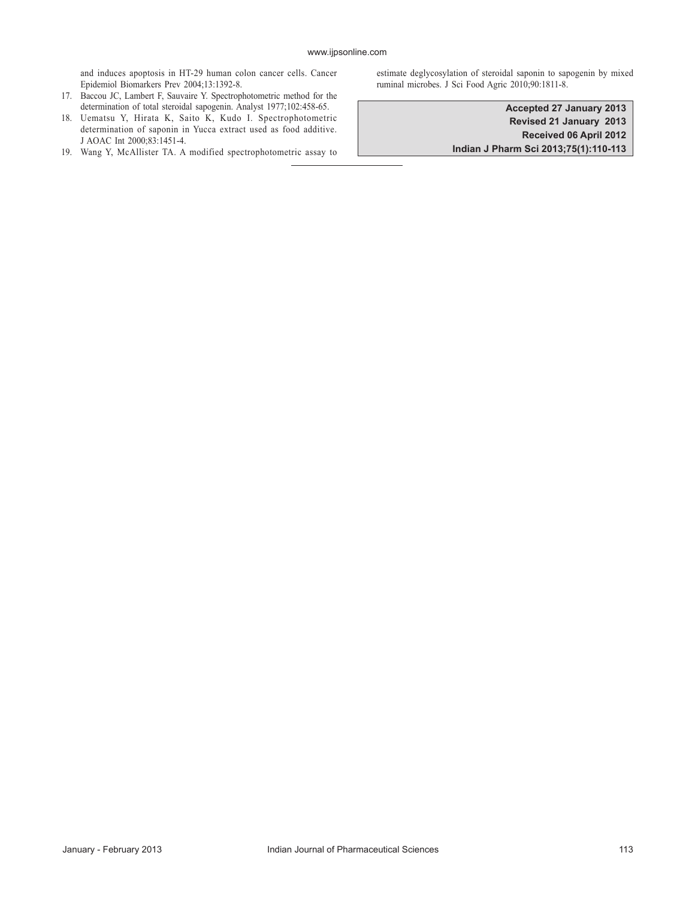and induces apoptosis in HT-29 human colon cancer cells. Cancer Epidemiol Biomarkers Prev 2004;13:1392-8.

17. Baccou JC, Lambert F, Sauvaire Y. Spectrophotometric method for the determination of total steroidal sapogenin. Analyst 1977;102:458-65.
18. Uematsu Y, Hirata K, Saito K, Kudo I. Spectrophotometric determination of saponin in Yucca extract used as food additive. J AOAC Int 2000;83:1451-4.
19. Wang Y, McAllister TA. A modified spectrophotometric assay to estimate deglycosylation of steroidal saponin to sapogenin by mixed ruminal microbes. J Sci Food Agric 2010;90:1811-8.

**Accepted 27 January 2013**
**Revised 21 January 2013**
**Received 06 April 2012**
**Indian J Pharm Sci 2013;75(1):110-113**